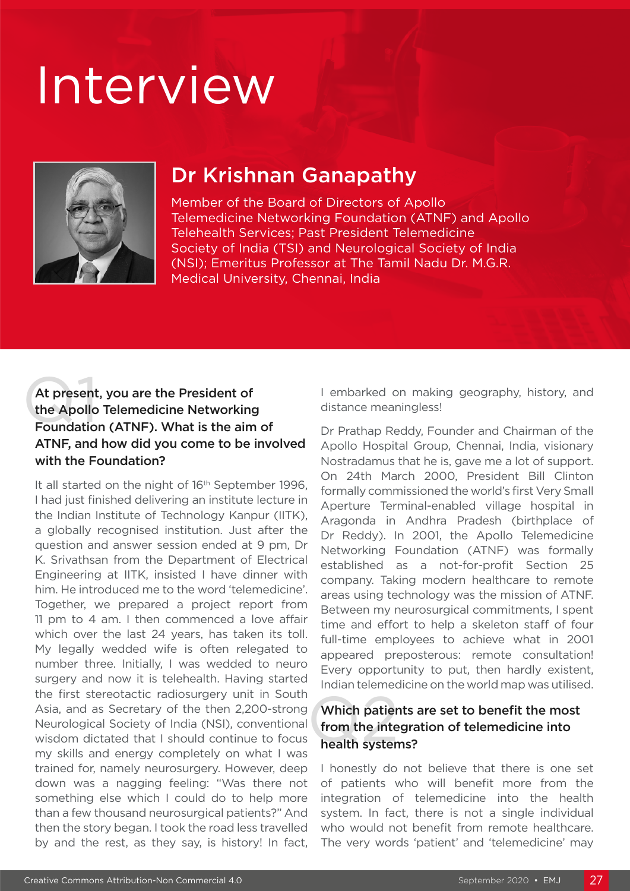# Interview

## Dr Krishnan Ganapathy

Member of the Board of Directors of Apollo Telemedicine Networking Foundation (ATNF) and Apollo Telehealth Services; Past President Telemedicine Society of India (TSI) and Neurological Society of India (NSI); Emeritus Professor at The Tamil Nadu Dr. M.G.R. Medical University, Chennai, India

**Q1 At present, you are the President of the Apollo Telemedicine Networking Foundation (ATNF). What is the aim of ATNF, and how did you come to be involved with the Foundation?**

It all started on the night of 16th September 1996, I had just finished delivering an institute lecture in the Indian Institute of Technology Kanpur (IITK), a globally recognised institution. Just after the question and answer session ended at 9 pm, Dr K. Srivathsan from the Department of Electrical Engineering at IITK, insisted I have dinner with him. He introduced me to the word 'telemedicine'. Together, we prepared a project report from 11 pm to 4 am. I then commenced a love affair which over the last 24 years, has taken its toll. My legally wedded wife is often relegated to number three. Initially, I was wedded to neuro surgery and now it is telehealth. Having started the first stereotactic radiosurgery unit in South Asia, and as Secretary of the then 2,200-strong Neurological Society of India (NSI), conventional wisdom dictated that I should continue to focus my skills and energy completely on what I was trained for, namely neurosurgery. However, deep down was a nagging feeling: "Was there not something else which I could do to help more than a few thousand neurosurgical patients?" And then the story began. I took the road less travelled by and the rest, as they say, is history! In fact, I embarked on making geography, history, and distance meaningless!

Dr Prathap Reddy, Founder and Chairman of the Apollo Hospital Group, Chennai, India, visionary Nostradamus that he is, gave me a lot of support. On 24th March 2000, President Bill Clinton formally commissioned the world's first Very Small Aperture Terminal-enabled village hospital in Aragonda in Andhra Pradesh (birthplace of Dr Reddy). In 2001, the Apollo Telemedicine Networking Foundation (ATNF) was formally established as a not-for-profit Section 25 company. Taking modern healthcare to remote areas using technology was the mission of ATNF. Between my neurosurgical commitments, I spent time and effort to help a skeleton staff of four full-time employees to achieve what in 2001 appeared preposterous: remote consultation! Every opportunity to put, then hardly existent, Indian telemedicine on the world map was utilised.

**Q2 Which patients are set to benefit the most from the integration of telemedicine into health systems?**

I honestly do not believe that there is one set of patients who will benefit more from the integration of telemedicine into the health system. In fact, there is not a single individual who would not benefit from remote healthcare. The very words 'patient' and 'telemedicine' may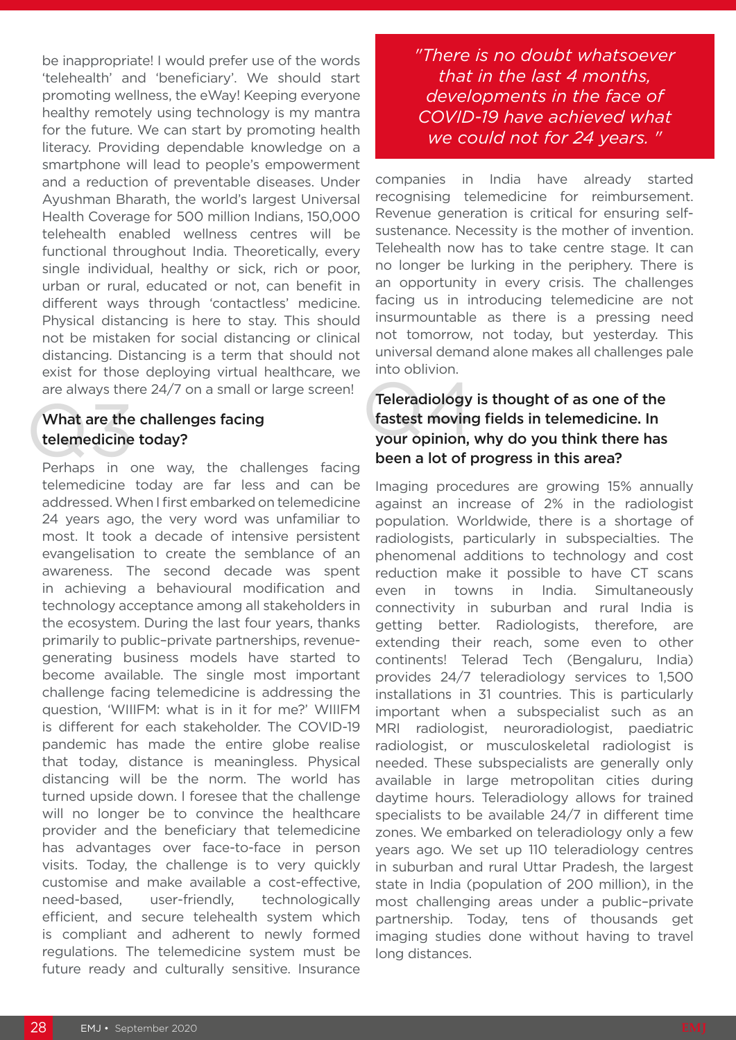be inappropriate! I would prefer use of the words 'telehealth' and 'beneficiary'. We should start promoting wellness, the eWay! Keeping everyone healthy remotely using technology is my mantra for the future. We can start by promoting health literacy. Providing dependable knowledge on a smartphone will lead to people's empowerment and a reduction of preventable diseases. Under Ayushman Bharath, the world's largest Universal Health Coverage for 500 million Indians, 150,000 telehealth enabled wellness centres will be functional throughout India. Theoretically, every single individual, healthy or sick, rich or poor, urban or rural, educated or not, can benefit in different ways through 'contactless' medicine. Physical distancing is here to stay. This should not be mistaken for social distancing or clinical distancing. Distancing is a term that should not exist for those deploying virtual healthcare, we are always there 24/7 on a small or large screen!

## Q3 What are the challenges facing telemedicine today?

Perhaps in one way, the challenges facing telemedicine today are far less and can be addressed. When I first embarked on telemedicine 24 years ago, the very word was unfamiliar to most. It took a decade of intensive persistent evangelisation to create the semblance of an awareness. The second decade was spent in achieving a behavioural modification and technology acceptance among all stakeholders in the ecosystem. During the last four years, thanks primarily to public–private partnerships, revenue-generating business models have started to become available. The single most important challenge facing telemedicine is addressing the question, 'WIIIFM: what is in it for me?' WIIIFM is different for each stakeholder. The COVID-19 pandemic has made the entire globe realise that today, distance is meaningless. Physical distancing will be the norm. The world has turned upside down. I foresee that the challenge will no longer be to convince the healthcare provider and the beneficiary that telemedicine has advantages over face-to-face in person visits. Today, the challenge is to very quickly customise and make available a cost-effective, need-based, user-friendly, technologically efficient, and secure telehealth system which is compliant and adherent to newly formed regulations. The telemedicine system must be future ready and culturally sensitive. Insurance companies in India have already started recognising telemedicine for reimbursement. Revenue generation is critical for ensuring self-sustenance. Necessity is the mother of invention. Telehealth now has to take centre stage. It can no longer be lurking in the periphery. There is an opportunity in every crisis. The challenges facing us in introducing telemedicine are not insurmountable as there is a pressing need not tomorrow, not today, but yesterday. This universal demand alone makes all challenges pale into oblivion.

> "There is no doubt whatsoever that in the last 4 months, developments in the face of COVID-19 have achieved what we could not for 24 years."

## Q4 Teleradiology is thought of as one of the fastest moving fields in telemedicine. In your opinion, why do you think there has been a lot of progress in this area?

Imaging procedures are growing 15% annually against an increase of 2% in the radiologist population. Worldwide, there is a shortage of radiologists, particularly in subspecialties. The phenomenal additions to technology and cost reduction make it possible to have CT scans even in towns in India. Simultaneously connectivity in suburban and rural India is getting better. Radiologists, therefore, are extending their reach, some even to other continents! Telerad Tech (Bengaluru, India) provides 24/7 teleradiology services to 1,500 installations in 31 countries. This is particularly important when a subspecialist such as an MRI radiologist, neuroradiologist, paediatric radiologist, or musculoskeletal radiologist is needed. These subspecialists are generally only available in large metropolitan cities during daytime hours. Teleradiology allows for trained specialists to be available 24/7 in different time zones. We embarked on teleradiology only a few years ago. We set up 110 teleradiology centres in suburban and rural Uttar Pradesh, the largest state in India (population of 200 million), in the most challenging areas under a public–private partnership. Today, tens of thousands get imaging studies done without having to travel long distances.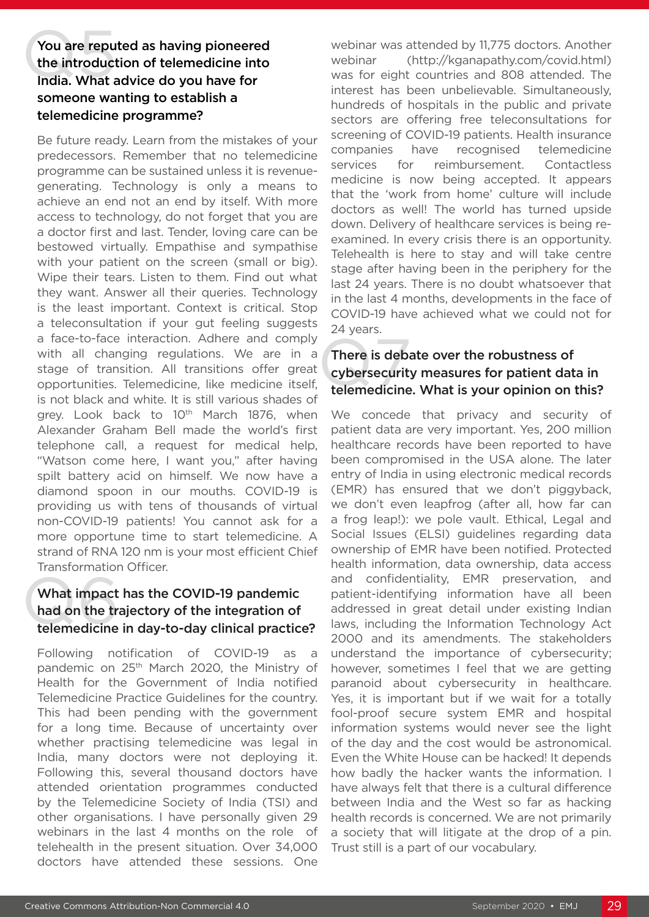## Q5 You are reputed as having pioneered the introduction of telemedicine into India. What advice do you have for someone wanting to establish a telemedicine programme?

Be future ready. Learn from the mistakes of your predecessors. Remember that no telemedicine programme can be sustained unless it is revenue-generating. Technology is only a means to achieve an end not an end by itself. With more access to technology, do not forget that you are a doctor first and last. Tender, loving care can be bestowed virtually. Empathise and sympathise with your patient on the screen (small or big). Wipe their tears. Listen to them. Find out what they want. Answer all their queries. Technology is the least important. Context is critical. Stop a teleconsultation if your gut feeling suggests a face-to-face interaction. Adhere and comply with all changing regulations. We are in a stage of transition. All transitions offer great opportunities. Telemedicine, like medicine itself, is not black and white. It is still various shades of grey. Look back to 10th March 1876, when Alexander Graham Bell made the world's first telephone call, a request for medical help, "Watson come here, I want you," after having spilt battery acid on himself. We now have a diamond spoon in our mouths. COVID-19 is providing us with tens of thousands of virtual non-COVID-19 patients! You cannot ask for a more opportune time to start telemedicine. A strand of RNA 120 nm is your most efficient Chief Transformation Officer.

## Q6 What impact has the COVID-19 pandemic had on the trajectory of the integration of telemedicine in day-to-day clinical practice?

Following notification of COVID-19 as a pandemic on 25th March 2020, the Ministry of Health for the Government of India notified Telemedicine Practice Guidelines for the country. This had been pending with the government for a long time. Because of uncertainty over whether practising telemedicine was legal in India, many doctors were not deploying it. Following this, several thousand doctors have attended orientation programmes conducted by the Telemedicine Society of India (TSI) and other organisations. I have personally given 29 webinars in the last 4 months on the role of telehealth in the present situation. Over 34,000 doctors have attended these sessions. One webinar was attended by 11,775 doctors. Another webinar (http://kganapathy.com/covid.html) was for eight countries and 808 attended. The interest has been unbelievable. Simultaneously, hundreds of hospitals in the public and private sectors are offering free teleconsultations for screening of COVID-19 patients. Health insurance companies have recognised telemedicine services for reimbursement. Contactless medicine is now being accepted. It appears that the 'work from home' culture will include doctors as well! The world has turned upside down. Delivery of healthcare services is being re-examined. In every crisis there is an opportunity. Telehealth is here to stay and will take centre stage after having been in the periphery for the last 24 years. There is no doubt whatsoever that in the last 4 months, developments in the face of COVID-19 have achieved what we could not for 24 years.

## Q7 There is debate over the robustness of cybersecurity measures for patient data in telemedicine. What is your opinion on this?

We concede that privacy and security of patient data are very important. Yes, 200 million healthcare records have been reported to have been compromised in the USA alone. The later entry of India in using electronic medical records (EMR) has ensured that we don't piggyback, we don't even leapfrog (after all, how far can a frog leap!): we pole vault. Ethical, Legal and Social Issues (ELSI) guidelines regarding data ownership of EMR have been notified. Protected health information, data ownership, data access and confidentiality, EMR preservation, and patient-identifying information have all been addressed in great detail under existing Indian laws, including the Information Technology Act 2000 and its amendments. The stakeholders understand the importance of cybersecurity; however, sometimes I feel that we are getting paranoid about cybersecurity in healthcare. Yes, it is important but if we wait for a totally fool-proof secure system EMR and hospital information systems would never see the light of the day and the cost would be astronomical. Even the White House can be hacked! It depends how badly the hacker wants the information. I have always felt that there is a cultural difference between India and the West so far as hacking health records is concerned. We are not primarily a society that will litigate at the drop of a pin. Trust still is a part of our vocabulary.